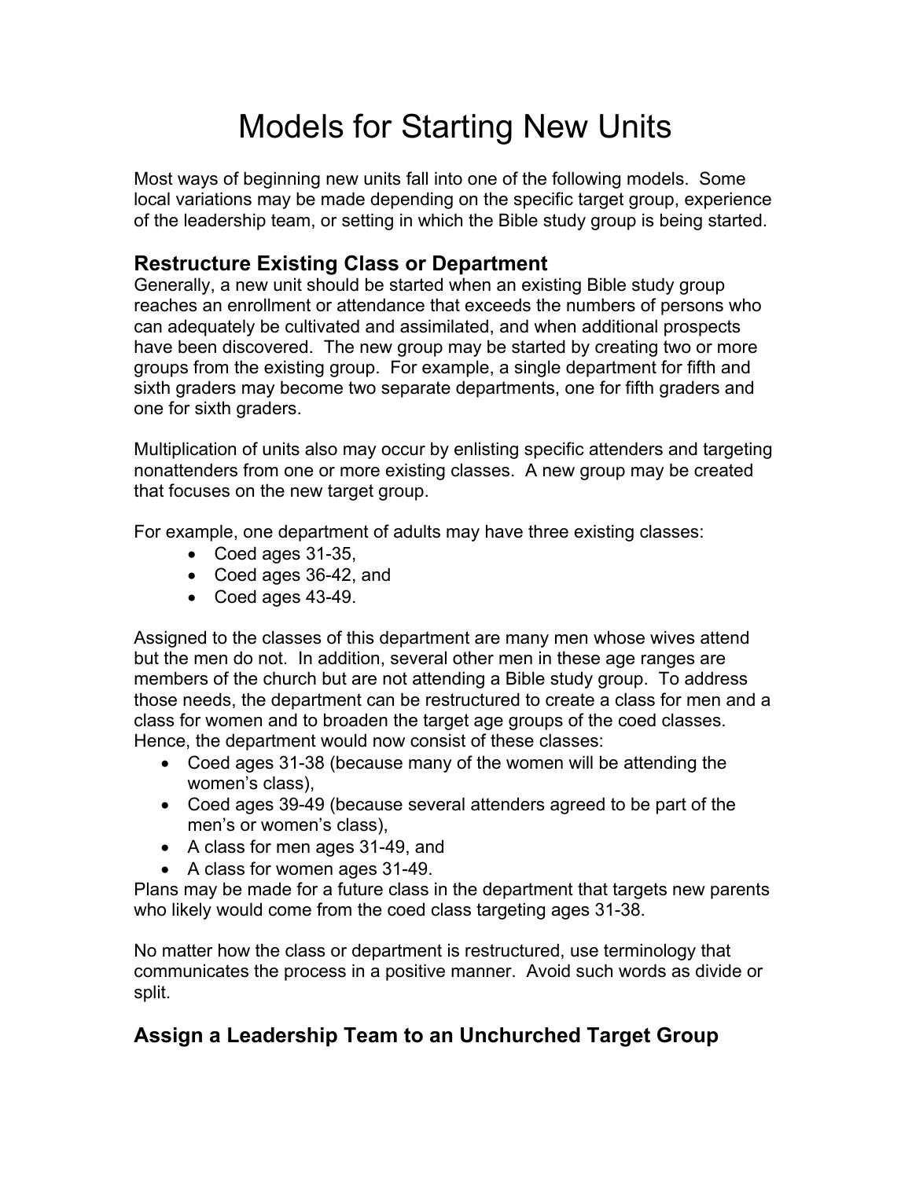# Models for Starting New Units

Most ways of beginning new units fall into one of the following models. Some local variations may be made depending on the specific target group, experience of the leadership team, or setting in which the Bible study group is being started.

## Restructure Existing Class or Department

Generally, a new unit should be started when an existing Bible study group reaches an enrollment or attendance that exceeds the numbers of persons who can adequately be cultivated and assimilated, and when additional prospects have been discovered. The new group may be started by creating two or more groups from the existing group. For example, a single department for fifth and sixth graders may become two separate departments, one for fifth graders and one for sixth graders.

Multiplication of units also may occur by enlisting specific attenders and targeting nonattenders from one or more existing classes. A new group may be created that focuses on the new target group.

For example, one department of adults may have three existing classes:

- Coed ages 31-35,
- Coed ages 36-42, and
- Coed ages 43-49.

Assigned to the classes of this department are many men whose wives attend but the men do not. In addition, several other men in these age ranges are members of the church but are not attending a Bible study group. To address those needs, the department can be restructured to create a class for men and a class for women and to broaden the target age groups of the coed classes. Hence, the department would now consist of these classes:

- Coed ages 31-38 (because many of the women will be attending the women's class),
- Coed ages 39-49 (because several attenders agreed to be part of the men's or women's class),
- A class for men ages 31-49, and
- A class for women ages 31-49.

Plans may be made for a future class in the department that targets new parents who likely would come from the coed class targeting ages 31-38.

No matter how the class or department is restructured, use terminology that communicates the process in a positive manner. Avoid such words as divide or split.

## Assign a Leadership Team to an Unchurched Target Group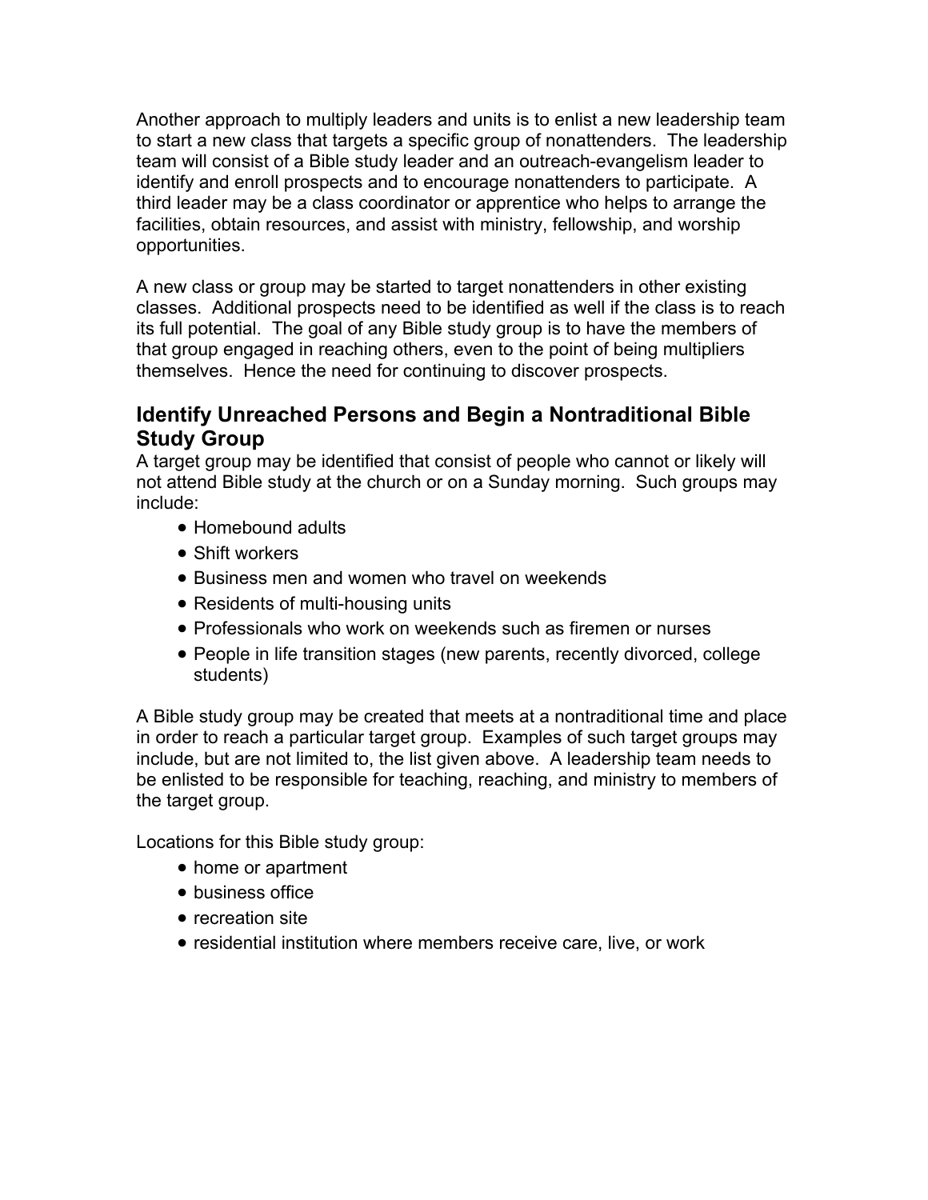Another approach to multiply leaders and units is to enlist a new leadership team to start a new class that targets a specific group of nonattenders. The leadership team will consist of a Bible study leader and an outreach-evangelism leader to identify and enroll prospects and to encourage nonattenders to participate. A third leader may be a class coordinator or apprentice who helps to arrange the facilities, obtain resources, and assist with ministry, fellowship, and worship opportunities.

A new class or group may be started to target nonattenders in other existing classes. Additional prospects need to be identified as well if the class is to reach its full potential. The goal of any Bible study group is to have the members of that group engaged in reaching others, even to the point of being multipliers themselves. Hence the need for continuing to discover prospects.

## Identify Unreached Persons and Begin a Nontraditional Bible Study Group

A target group may be identified that consist of people who cannot or likely will not attend Bible study at the church or on a Sunday morning. Such groups may include:

- Homebound adults
- Shift workers
- Business men and women who travel on weekends
- Residents of multi-housing units
- Professionals who work on weekends such as firemen or nurses
- People in life transition stages (new parents, recently divorced, college students)

A Bible study group may be created that meets at a nontraditional time and place in order to reach a particular target group. Examples of such target groups may include, but are not limited to, the list given above. A leadership team needs to be enlisted to be responsible for teaching, reaching, and ministry to members of the target group.

Locations for this Bible study group:

- home or apartment
- business office
- recreation site
- residential institution where members receive care, live, or work